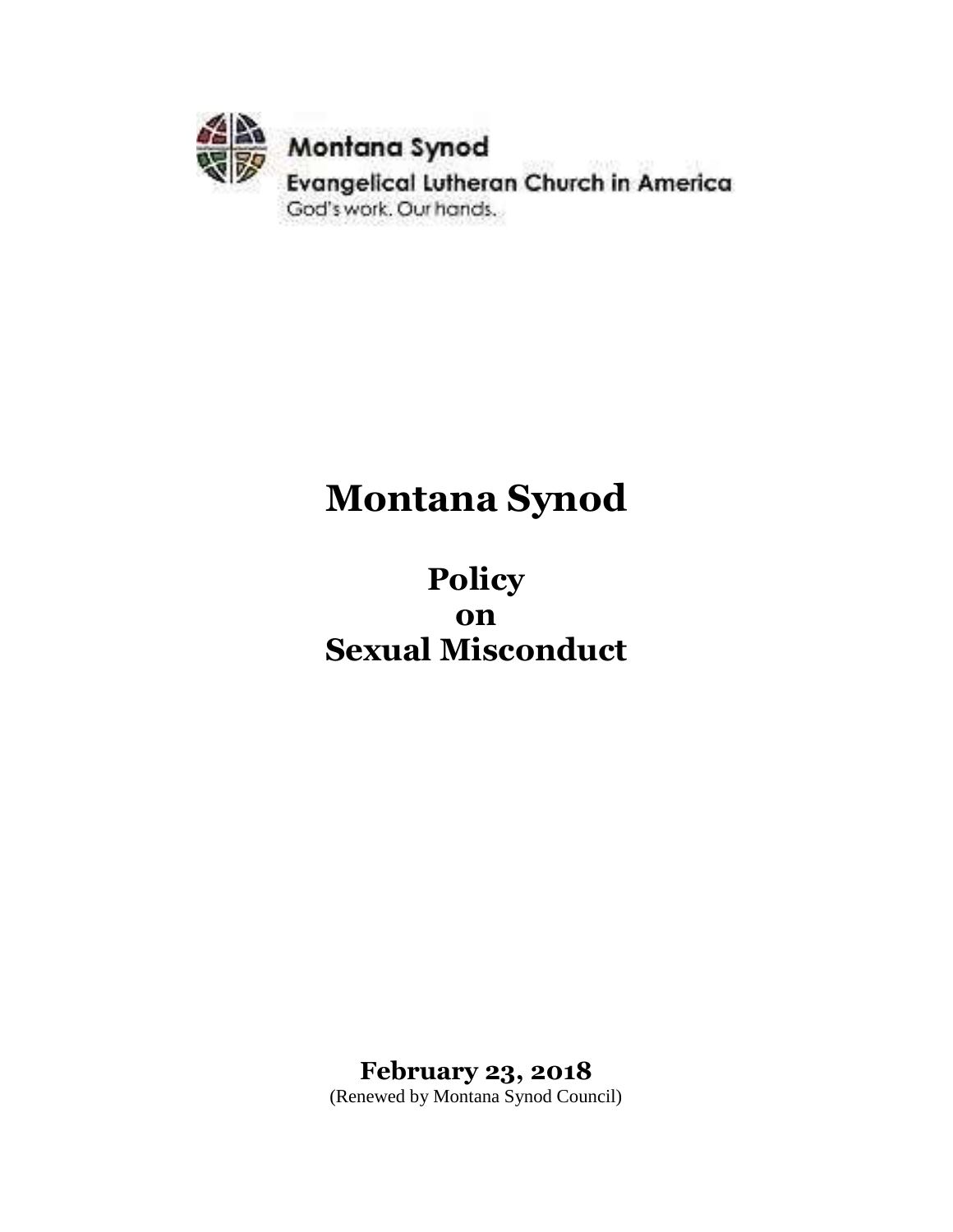Montana Synod

Evangelical Lutheran Church in America

God's work. Our hands.

# Montana Synod

## Policy on Sexual Misconduct

**February 23, 2018**

(Renewed by Montana Synod Council)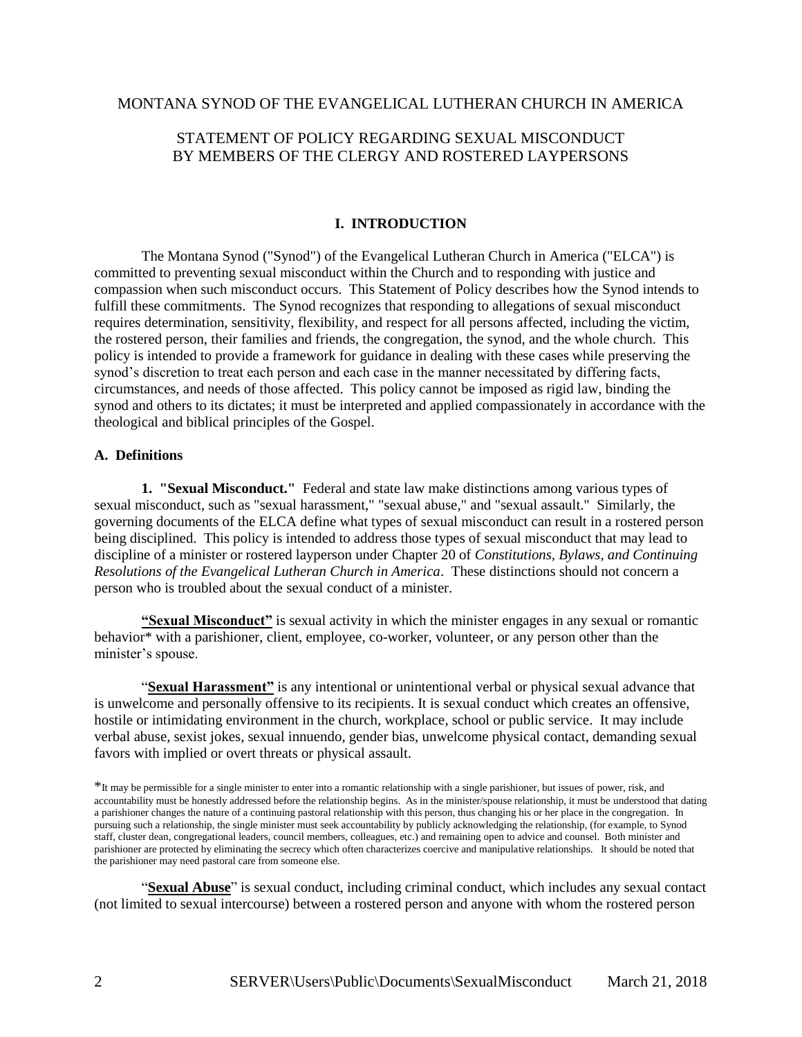MONTANA SYNOD OF THE EVANGELICAL LUTHERAN CHURCH IN AMERICA

STATEMENT OF POLICY REGARDING SEXUAL MISCONDUCT BY MEMBERS OF THE CLERGY AND ROSTERED LAYPERSONS

## I. INTRODUCTION

The Montana Synod ("Synod") of the Evangelical Lutheran Church in America ("ELCA") is committed to preventing sexual misconduct within the Church and to responding with justice and compassion when such misconduct occurs. This Statement of Policy describes how the Synod intends to fulfill these commitments. The Synod recognizes that responding to allegations of sexual misconduct requires determination, sensitivity, flexibility, and respect for all persons affected, including the victim, the rostered person, their families and friends, the congregation, the synod, and the whole church. This policy is intended to provide a framework for guidance in dealing with these cases while preserving the synod's discretion to treat each person and each case in the manner necessitated by differing facts, circumstances, and needs of those affected. This policy cannot be imposed as rigid law, binding the synod and others to its dictates; it must be interpreted and applied compassionately in accordance with the theological and biblical principles of the Gospel.

### A. Definitions

**1. "Sexual Misconduct."** Federal and state law make distinctions among various types of sexual misconduct, such as "sexual harassment," "sexual abuse," and "sexual assault." Similarly, the governing documents of the ELCA define what types of sexual misconduct can result in a rostered person being disciplined. This policy is intended to address those types of sexual misconduct that may lead to discipline of a minister or rostered layperson under Chapter 20 of *Constitutions, Bylaws, and Continuing Resolutions of the Evangelical Lutheran Church in America*. These distinctions should not concern a person who is troubled about the sexual conduct of a minister.

**"Sexual Misconduct"** is sexual activity in which the minister engages in any sexual or romantic behavior* with a parishioner, client, employee, co-worker, volunteer, or any person other than the minister's spouse.

"**Sexual Harassment"** is any intentional or unintentional verbal or physical sexual advance that is unwelcome and personally offensive to its recipients. It is sexual conduct which creates an offensive, hostile or intimidating environment in the church, workplace, school or public service. It may include verbal abuse, sexist jokes, sexual innuendo, gender bias, unwelcome physical contact, demanding sexual favors with implied or overt threats or physical assault.

*It may be permissible for a single minister to enter into a romantic relationship with a single parishioner, but issues of power, risk, and accountability must be honestly addressed before the relationship begins. As in the minister/spouse relationship, it must be understood that dating a parishioner changes the nature of a continuing pastoral relationship with this person, thus changing his or her place in the congregation. In pursuing such a relationship, the single minister must seek accountability by publicly acknowledging the relationship, (for example, to Synod staff, cluster dean, congregational leaders, council members, colleagues, etc.) and remaining open to advice and counsel. Both minister and parishioner are protected by eliminating the secrecy which often characterizes coercive and manipulative relationships. It should be noted that the parishioner may need pastoral care from someone else.

"**Sexual Abuse**" is sexual conduct, including criminal conduct, which includes any sexual contact (not limited to sexual intercourse) between a rostered person and anyone with whom the rostered person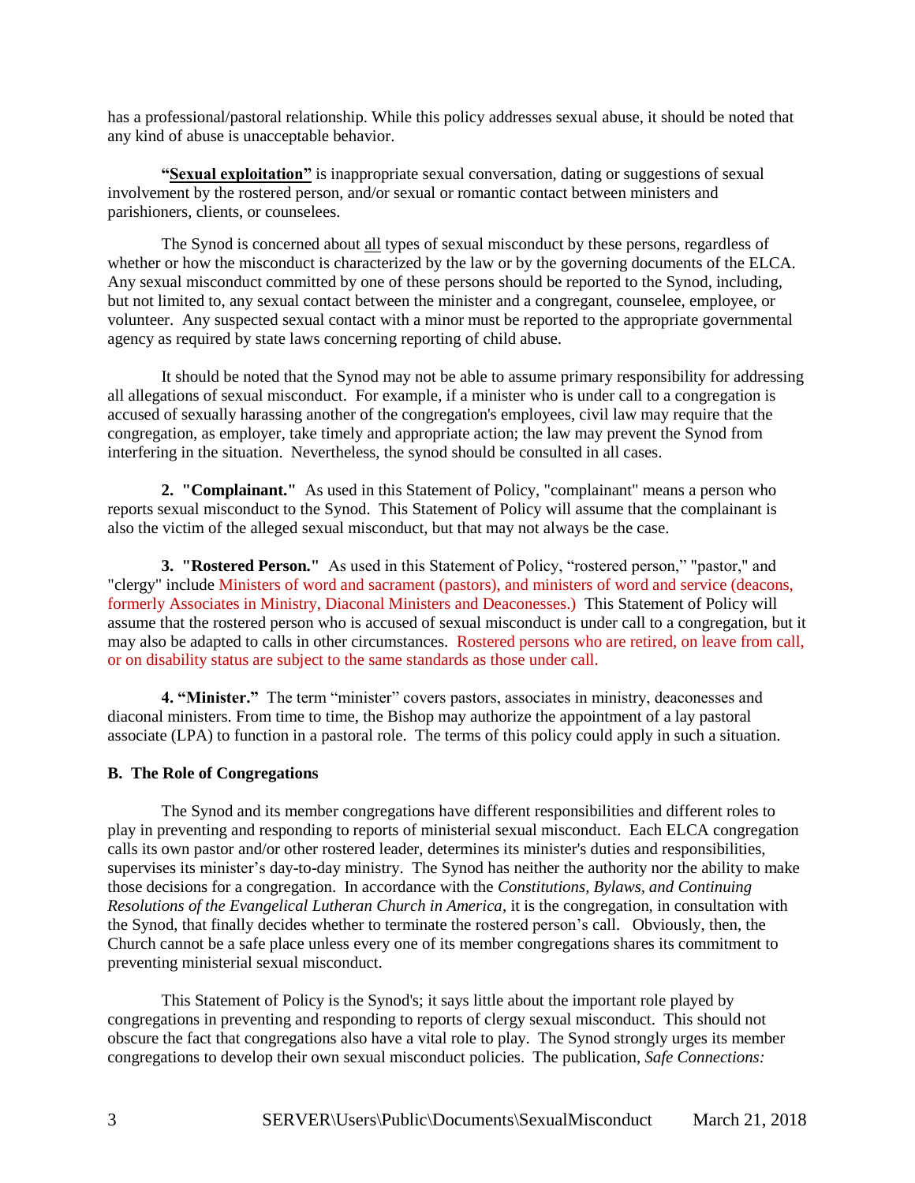has a professional/pastoral relationship. While this policy addresses sexual abuse, it should be noted that any kind of abuse is unacceptable behavior.

**"Sexual exploitation"** is inappropriate sexual conversation, dating or suggestions of sexual involvement by the rostered person, and/or sexual or romantic contact between ministers and parishioners, clients, or counselees.

The Synod is concerned about all types of sexual misconduct by these persons, regardless of whether or how the misconduct is characterized by the law or by the governing documents of the ELCA. Any sexual misconduct committed by one of these persons should be reported to the Synod, including, but not limited to, any sexual contact between the minister and a congregant, counselee, employee, or volunteer. Any suspected sexual contact with a minor must be reported to the appropriate governmental agency as required by state laws concerning reporting of child abuse.

It should be noted that the Synod may not be able to assume primary responsibility for addressing all allegations of sexual misconduct. For example, if a minister who is under call to a congregation is accused of sexually harassing another of the congregation's employees, civil law may require that the congregation, as employer, take timely and appropriate action; the law may prevent the Synod from interfering in the situation. Nevertheless, the synod should be consulted in all cases.

**2. "Complainant."** As used in this Statement of Policy, "complainant" means a person who reports sexual misconduct to the Synod. This Statement of Policy will assume that the complainant is also the victim of the alleged sexual misconduct, but that may not always be the case.

**3. "Rostered Person."** As used in this Statement of Policy, "rostered person," "pastor," and "clergy" include Ministers of word and sacrament (pastors), and ministers of word and service (deacons, formerly Associates in Ministry, Diaconal Ministers and Deaconesses.) This Statement of Policy will assume that the rostered person who is accused of sexual misconduct is under call to a congregation, but it may also be adapted to calls in other circumstances. Rostered persons who are retired, on leave from call, or on disability status are subject to the same standards as those under call.

**4. "Minister."** The term "minister" covers pastors, associates in ministry, deaconesses and diaconal ministers. From time to time, the Bishop may authorize the appointment of a lay pastoral associate (LPA) to function in a pastoral role. The terms of this policy could apply in such a situation.

### B. The Role of Congregations

The Synod and its member congregations have different responsibilities and different roles to play in preventing and responding to reports of ministerial sexual misconduct. Each ELCA congregation calls its own pastor and/or other rostered leader, determines its minister's duties and responsibilities, supervises its minister's day-to-day ministry. The Synod has neither the authority nor the ability to make those decisions for a congregation. In accordance with the *Constitutions, Bylaws, and Continuing Resolutions of the Evangelical Lutheran Church in America*, it is the congregation, in consultation with the Synod, that finally decides whether to terminate the rostered person's call. Obviously, then, the Church cannot be a safe place unless every one of its member congregations shares its commitment to preventing ministerial sexual misconduct.

This Statement of Policy is the Synod's; it says little about the important role played by congregations in preventing and responding to reports of clergy sexual misconduct. This should not obscure the fact that congregations also have a vital role to play. The Synod strongly urges its member congregations to develop their own sexual misconduct policies. The publication, *Safe Connections:*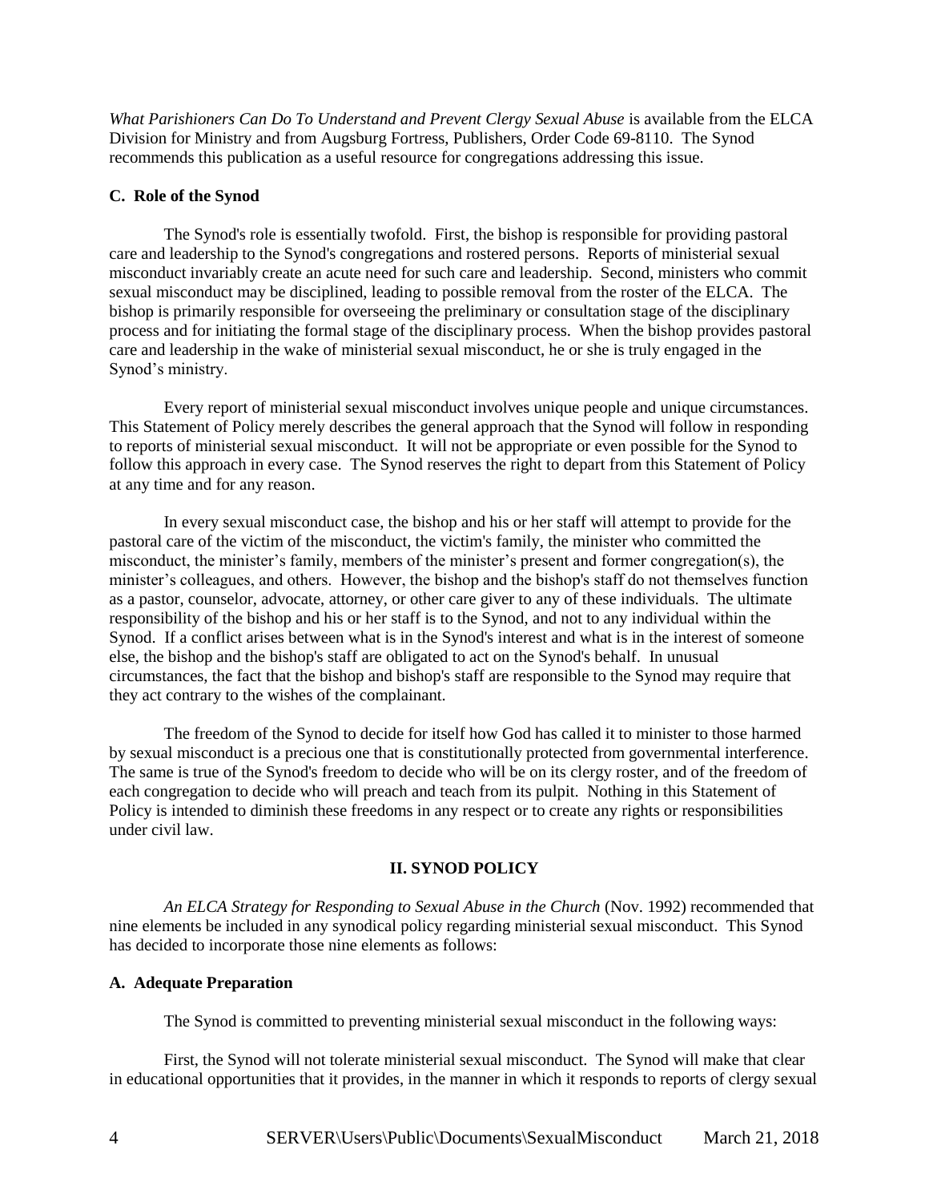*What Parishioners Can Do To Understand and Prevent Clergy Sexual Abuse* is available from the ELCA Division for Ministry and from Augsburg Fortress, Publishers, Order Code 69-8110. The Synod recommends this publication as a useful resource for congregations addressing this issue.

**C. Role of the Synod**

The Synod's role is essentially twofold. First, the bishop is responsible for providing pastoral care and leadership to the Synod's congregations and rostered persons. Reports of ministerial sexual misconduct invariably create an acute need for such care and leadership. Second, ministers who commit sexual misconduct may be disciplined, leading to possible removal from the roster of the ELCA. The bishop is primarily responsible for overseeing the preliminary or consultation stage of the disciplinary process and for initiating the formal stage of the disciplinary process. When the bishop provides pastoral care and leadership in the wake of ministerial sexual misconduct, he or she is truly engaged in the Synod's ministry.

Every report of ministerial sexual misconduct involves unique people and unique circumstances. This Statement of Policy merely describes the general approach that the Synod will follow in responding to reports of ministerial sexual misconduct. It will not be appropriate or even possible for the Synod to follow this approach in every case. The Synod reserves the right to depart from this Statement of Policy at any time and for any reason.

In every sexual misconduct case, the bishop and his or her staff will attempt to provide for the pastoral care of the victim of the misconduct, the victim's family, the minister who committed the misconduct, the minister's family, members of the minister's present and former congregation(s), the minister's colleagues, and others. However, the bishop and the bishop's staff do not themselves function as a pastor, counselor, advocate, attorney, or other care giver to any of these individuals. The ultimate responsibility of the bishop and his or her staff is to the Synod, and not to any individual within the Synod. If a conflict arises between what is in the Synod's interest and what is in the interest of someone else, the bishop and the bishop's staff are obligated to act on the Synod's behalf. In unusual circumstances, the fact that the bishop and bishop's staff are responsible to the Synod may require that they act contrary to the wishes of the complainant.

The freedom of the Synod to decide for itself how God has called it to minister to those harmed by sexual misconduct is a precious one that is constitutionally protected from governmental interference. The same is true of the Synod's freedom to decide who will be on its clergy roster, and of the freedom of each congregation to decide who will preach and teach from its pulpit. Nothing in this Statement of Policy is intended to diminish these freedoms in any respect or to create any rights or responsibilities under civil law.

## II. SYNOD POLICY

*An ELCA Strategy for Responding to Sexual Abuse in the Church* (Nov. 1992) recommended that nine elements be included in any synodical policy regarding ministerial sexual misconduct. This Synod has decided to incorporate those nine elements as follows:

**A. Adequate Preparation**

The Synod is committed to preventing ministerial sexual misconduct in the following ways:

First, the Synod will not tolerate ministerial sexual misconduct. The Synod will make that clear in educational opportunities that it provides, in the manner in which it responds to reports of clergy sexual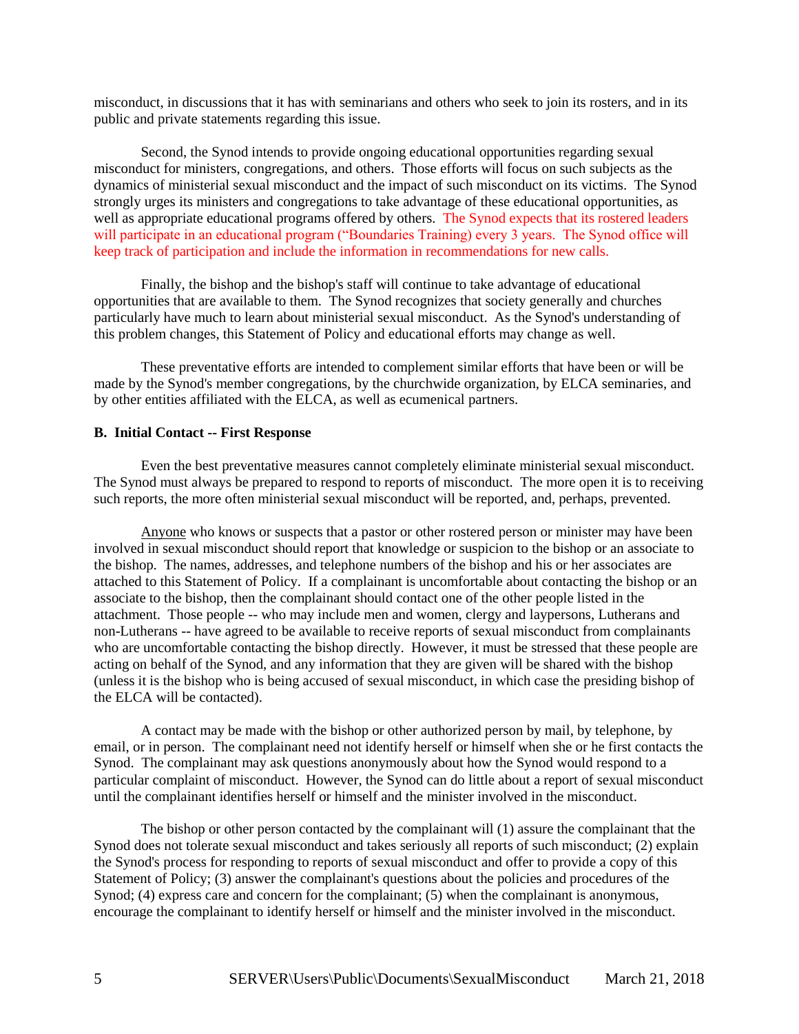misconduct, in discussions that it has with seminarians and others who seek to join its rosters, and in its public and private statements regarding this issue.

Second, the Synod intends to provide ongoing educational opportunities regarding sexual misconduct for ministers, congregations, and others. Those efforts will focus on such subjects as the dynamics of ministerial sexual misconduct and the impact of such misconduct on its victims. The Synod strongly urges its ministers and congregations to take advantage of these educational opportunities, as well as appropriate educational programs offered by others. The Synod expects that its rostered leaders will participate in an educational program ("Boundaries Training) every 3 years. The Synod office will keep track of participation and include the information in recommendations for new calls.

Finally, the bishop and the bishop's staff will continue to take advantage of educational opportunities that are available to them. The Synod recognizes that society generally and churches particularly have much to learn about ministerial sexual misconduct. As the Synod's understanding of this problem changes, this Statement of Policy and educational efforts may change as well.

These preventative efforts are intended to complement similar efforts that have been or will be made by the Synod's member congregations, by the churchwide organization, by ELCA seminaries, and by other entities affiliated with the ELCA, as well as ecumenical partners.

**B. Initial Contact -- First Response**

Even the best preventative measures cannot completely eliminate ministerial sexual misconduct. The Synod must always be prepared to respond to reports of misconduct. The more open it is to receiving such reports, the more often ministerial sexual misconduct will be reported, and, perhaps, prevented.

Anyone who knows or suspects that a pastor or other rostered person or minister may have been involved in sexual misconduct should report that knowledge or suspicion to the bishop or an associate to the bishop. The names, addresses, and telephone numbers of the bishop and his or her associates are attached to this Statement of Policy. If a complainant is uncomfortable about contacting the bishop or an associate to the bishop, then the complainant should contact one of the other people listed in the attachment. Those people -- who may include men and women, clergy and laypersons, Lutherans and non-Lutherans -- have agreed to be available to receive reports of sexual misconduct from complainants who are uncomfortable contacting the bishop directly. However, it must be stressed that these people are acting on behalf of the Synod, and any information that they are given will be shared with the bishop (unless it is the bishop who is being accused of sexual misconduct, in which case the presiding bishop of the ELCA will be contacted).

A contact may be made with the bishop or other authorized person by mail, by telephone, by email, or in person. The complainant need not identify herself or himself when she or he first contacts the Synod. The complainant may ask questions anonymously about how the Synod would respond to a particular complaint of misconduct. However, the Synod can do little about a report of sexual misconduct until the complainant identifies herself or himself and the minister involved in the misconduct.

The bishop or other person contacted by the complainant will (1) assure the complainant that the Synod does not tolerate sexual misconduct and takes seriously all reports of such misconduct; (2) explain the Synod's process for responding to reports of sexual misconduct and offer to provide a copy of this Statement of Policy; (3) answer the complainant's questions about the policies and procedures of the Synod; (4) express care and concern for the complainant; (5) when the complainant is anonymous, encourage the complainant to identify herself or himself and the minister involved in the misconduct.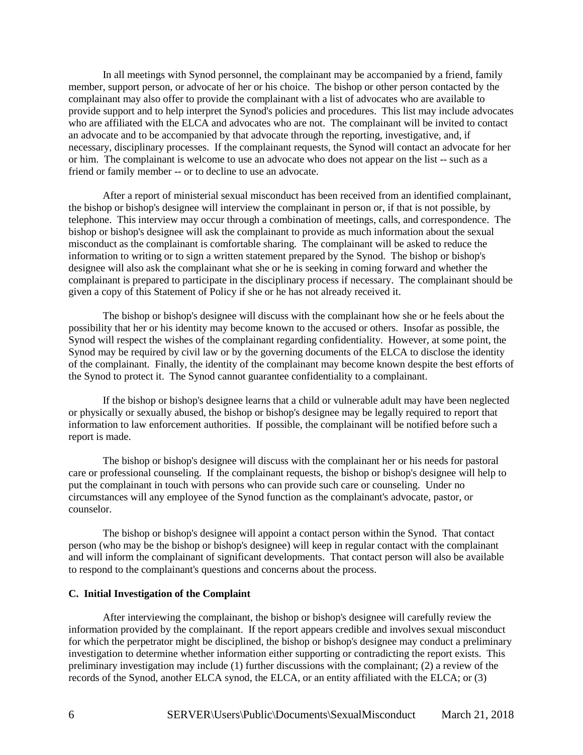In all meetings with Synod personnel, the complainant may be accompanied by a friend, family member, support person, or advocate of her or his choice. The bishop or other person contacted by the complainant may also offer to provide the complainant with a list of advocates who are available to provide support and to help interpret the Synod's policies and procedures. This list may include advocates who are affiliated with the ELCA and advocates who are not. The complainant will be invited to contact an advocate and to be accompanied by that advocate through the reporting, investigative, and, if necessary, disciplinary processes. If the complainant requests, the Synod will contact an advocate for her or him. The complainant is welcome to use an advocate who does not appear on the list -- such as a friend or family member -- or to decline to use an advocate.

After a report of ministerial sexual misconduct has been received from an identified complainant, the bishop or bishop's designee will interview the complainant in person or, if that is not possible, by telephone. This interview may occur through a combination of meetings, calls, and correspondence. The bishop or bishop's designee will ask the complainant to provide as much information about the sexual misconduct as the complainant is comfortable sharing. The complainant will be asked to reduce the information to writing or to sign a written statement prepared by the Synod. The bishop or bishop's designee will also ask the complainant what she or he is seeking in coming forward and whether the complainant is prepared to participate in the disciplinary process if necessary. The complainant should be given a copy of this Statement of Policy if she or he has not already received it.

The bishop or bishop's designee will discuss with the complainant how she or he feels about the possibility that her or his identity may become known to the accused or others. Insofar as possible, the Synod will respect the wishes of the complainant regarding confidentiality. However, at some point, the Synod may be required by civil law or by the governing documents of the ELCA to disclose the identity of the complainant. Finally, the identity of the complainant may become known despite the best efforts of the Synod to protect it. The Synod cannot guarantee confidentiality to a complainant.

If the bishop or bishop's designee learns that a child or vulnerable adult may have been neglected or physically or sexually abused, the bishop or bishop's designee may be legally required to report that information to law enforcement authorities. If possible, the complainant will be notified before such a report is made.

The bishop or bishop's designee will discuss with the complainant her or his needs for pastoral care or professional counseling. If the complainant requests, the bishop or bishop's designee will help to put the complainant in touch with persons who can provide such care or counseling. Under no circumstances will any employee of the Synod function as the complainant's advocate, pastor, or counselor.

The bishop or bishop's designee will appoint a contact person within the Synod. That contact person (who may be the bishop or bishop's designee) will keep in regular contact with the complainant and will inform the complainant of significant developments. That contact person will also be available to respond to the complainant's questions and concerns about the process.

**C. Initial Investigation of the Complaint**

After interviewing the complainant, the bishop or bishop's designee will carefully review the information provided by the complainant. If the report appears credible and involves sexual misconduct for which the perpetrator might be disciplined, the bishop or bishop's designee may conduct a preliminary investigation to determine whether information either supporting or contradicting the report exists. This preliminary investigation may include (1) further discussions with the complainant; (2) a review of the records of the Synod, another ELCA synod, the ELCA, or an entity affiliated with the ELCA; or (3)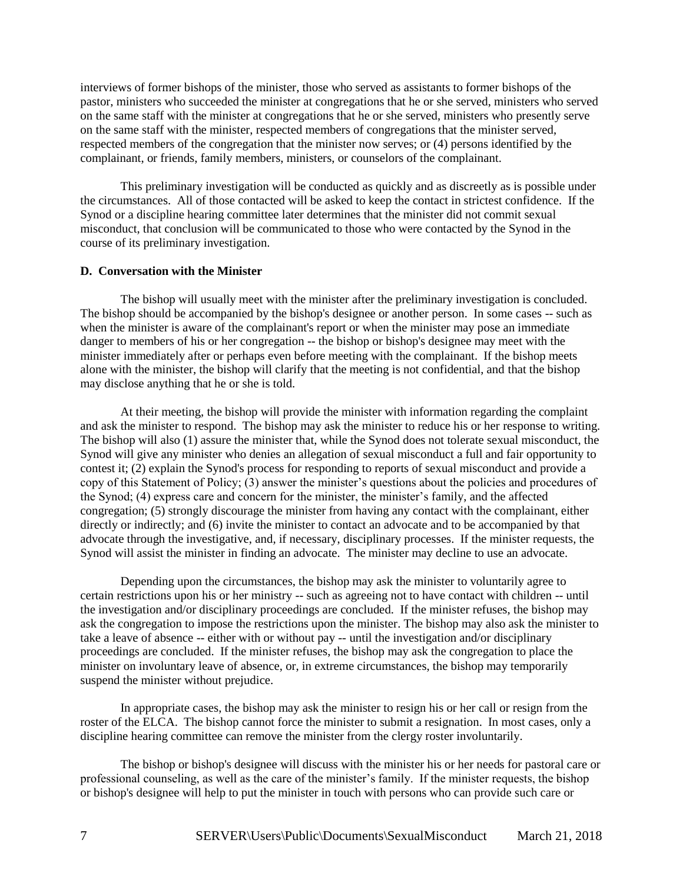interviews of former bishops of the minister, those who served as assistants to former bishops of the pastor, ministers who succeeded the minister at congregations that he or she served, ministers who served on the same staff with the minister at congregations that he or she served, ministers who presently serve on the same staff with the minister, respected members of congregations that the minister served, respected members of the congregation that the minister now serves; or (4) persons identified by the complainant, or friends, family members, ministers, or counselors of the complainant.

This preliminary investigation will be conducted as quickly and as discreetly as is possible under the circumstances. All of those contacted will be asked to keep the contact in strictest confidence. If the Synod or a discipline hearing committee later determines that the minister did not commit sexual misconduct, that conclusion will be communicated to those who were contacted by the Synod in the course of its preliminary investigation.

**D. Conversation with the Minister**

The bishop will usually meet with the minister after the preliminary investigation is concluded. The bishop should be accompanied by the bishop's designee or another person. In some cases -- such as when the minister is aware of the complainant's report or when the minister may pose an immediate danger to members of his or her congregation -- the bishop or bishop's designee may meet with the minister immediately after or perhaps even before meeting with the complainant. If the bishop meets alone with the minister, the bishop will clarify that the meeting is not confidential, and that the bishop may disclose anything that he or she is told.

At their meeting, the bishop will provide the minister with information regarding the complaint and ask the minister to respond. The bishop may ask the minister to reduce his or her response to writing. The bishop will also (1) assure the minister that, while the Synod does not tolerate sexual misconduct, the Synod will give any minister who denies an allegation of sexual misconduct a full and fair opportunity to contest it; (2) explain the Synod's process for responding to reports of sexual misconduct and provide a copy of this Statement of Policy; (3) answer the minister's questions about the policies and procedures of the Synod; (4) express care and concern for the minister, the minister's family, and the affected congregation; (5) strongly discourage the minister from having any contact with the complainant, either directly or indirectly; and (6) invite the minister to contact an advocate and to be accompanied by that advocate through the investigative, and, if necessary, disciplinary processes. If the minister requests, the Synod will assist the minister in finding an advocate. The minister may decline to use an advocate.

Depending upon the circumstances, the bishop may ask the minister to voluntarily agree to certain restrictions upon his or her ministry -- such as agreeing not to have contact with children -- until the investigation and/or disciplinary proceedings are concluded. If the minister refuses, the bishop may ask the congregation to impose the restrictions upon the minister. The bishop may also ask the minister to take a leave of absence -- either with or without pay -- until the investigation and/or disciplinary proceedings are concluded. If the minister refuses, the bishop may ask the congregation to place the minister on involuntary leave of absence, or, in extreme circumstances, the bishop may temporarily suspend the minister without prejudice.

In appropriate cases, the bishop may ask the minister to resign his or her call or resign from the roster of the ELCA. The bishop cannot force the minister to submit a resignation. In most cases, only a discipline hearing committee can remove the minister from the clergy roster involuntarily.

The bishop or bishop's designee will discuss with the minister his or her needs for pastoral care or professional counseling, as well as the care of the minister's family. If the minister requests, the bishop or bishop's designee will help to put the minister in touch with persons who can provide such care or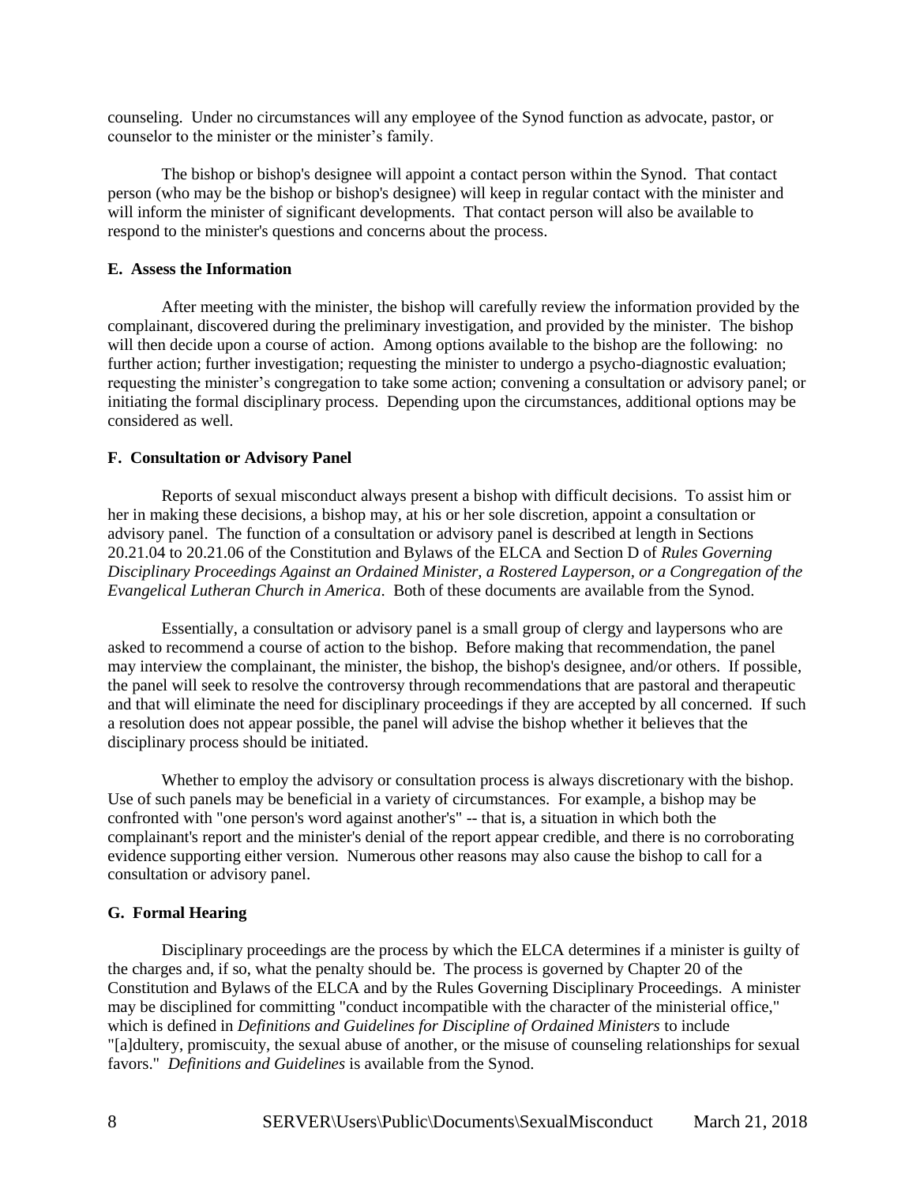counseling. Under no circumstances will any employee of the Synod function as advocate, pastor, or counselor to the minister or the minister's family.

The bishop or bishop's designee will appoint a contact person within the Synod. That contact person (who may be the bishop or bishop's designee) will keep in regular contact with the minister and will inform the minister of significant developments. That contact person will also be available to respond to the minister's questions and concerns about the process.

**E. Assess the Information**

After meeting with the minister, the bishop will carefully review the information provided by the complainant, discovered during the preliminary investigation, and provided by the minister. The bishop will then decide upon a course of action. Among options available to the bishop are the following: no further action; further investigation; requesting the minister to undergo a psycho-diagnostic evaluation; requesting the minister's congregation to take some action; convening a consultation or advisory panel; or initiating the formal disciplinary process. Depending upon the circumstances, additional options may be considered as well.

**F. Consultation or Advisory Panel**

Reports of sexual misconduct always present a bishop with difficult decisions. To assist him or her in making these decisions, a bishop may, at his or her sole discretion, appoint a consultation or advisory panel. The function of a consultation or advisory panel is described at length in Sections 20.21.04 to 20.21.06 of the Constitution and Bylaws of the ELCA and Section D of *Rules Governing Disciplinary Proceedings Against an Ordained Minister, a Rostered Layperson, or a Congregation of the Evangelical Lutheran Church in America*. Both of these documents are available from the Synod.

Essentially, a consultation or advisory panel is a small group of clergy and laypersons who are asked to recommend a course of action to the bishop. Before making that recommendation, the panel may interview the complainant, the minister, the bishop, the bishop's designee, and/or others. If possible, the panel will seek to resolve the controversy through recommendations that are pastoral and therapeutic and that will eliminate the need for disciplinary proceedings if they are accepted by all concerned. If such a resolution does not appear possible, the panel will advise the bishop whether it believes that the disciplinary process should be initiated.

Whether to employ the advisory or consultation process is always discretionary with the bishop. Use of such panels may be beneficial in a variety of circumstances. For example, a bishop may be confronted with "one person's word against another's" -- that is, a situation in which both the complainant's report and the minister's denial of the report appear credible, and there is no corroborating evidence supporting either version. Numerous other reasons may also cause the bishop to call for a consultation or advisory panel.

**G. Formal Hearing**

Disciplinary proceedings are the process by which the ELCA determines if a minister is guilty of the charges and, if so, what the penalty should be. The process is governed by Chapter 20 of the Constitution and Bylaws of the ELCA and by the Rules Governing Disciplinary Proceedings. A minister may be disciplined for committing "conduct incompatible with the character of the ministerial office," which is defined in *Definitions and Guidelines for Discipline of Ordained Ministers* to include "[a]dultery, promiscuity, the sexual abuse of another, or the misuse of counseling relationships for sexual favors." *Definitions and Guidelines* is available from the Synod.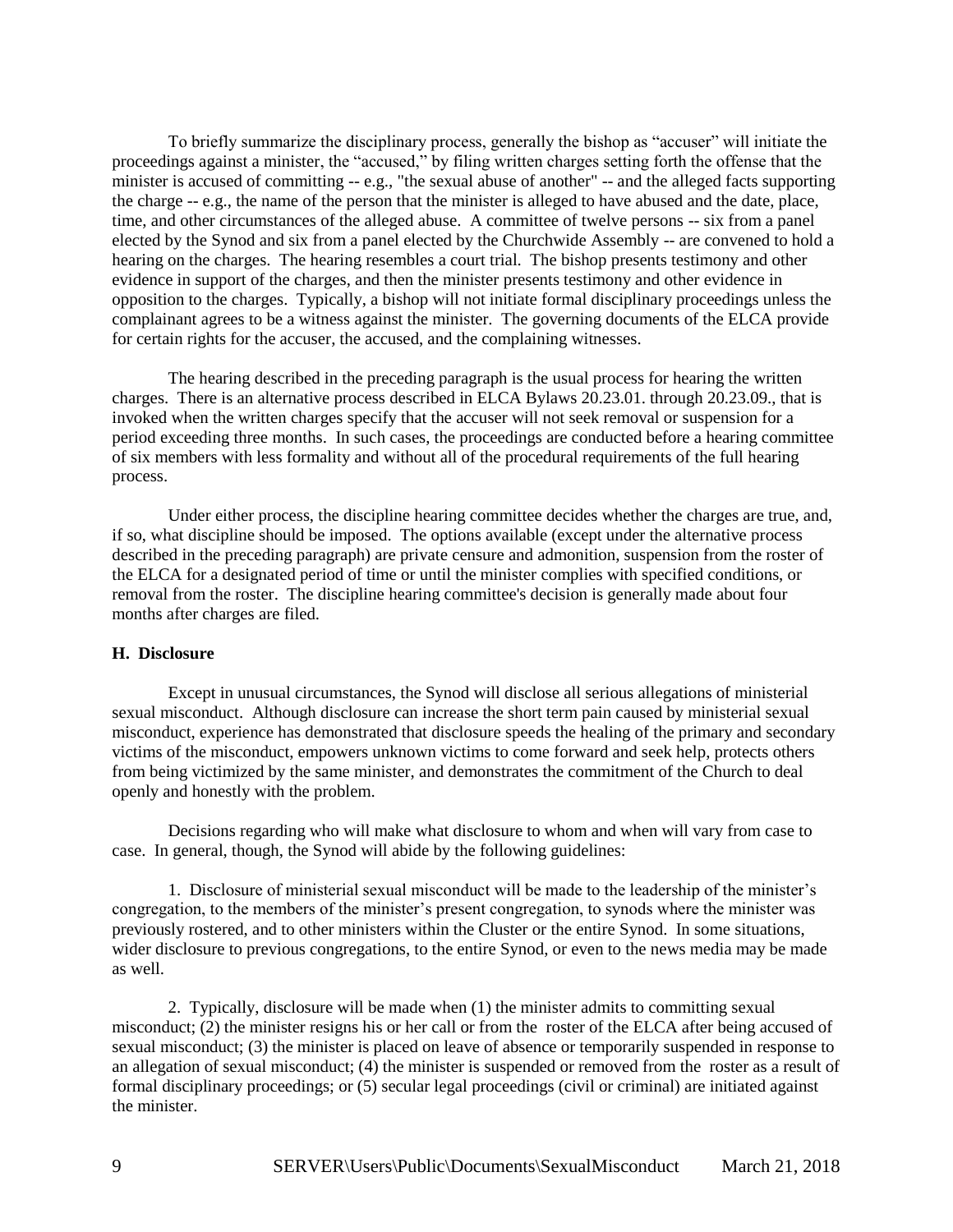To briefly summarize the disciplinary process, generally the bishop as "accuser" will initiate the proceedings against a minister, the "accused," by filing written charges setting forth the offense that the minister is accused of committing -- e.g., "the sexual abuse of another" -- and the alleged facts supporting the charge -- e.g., the name of the person that the minister is alleged to have abused and the date, place, time, and other circumstances of the alleged abuse. A committee of twelve persons -- six from a panel elected by the Synod and six from a panel elected by the Churchwide Assembly -- are convened to hold a hearing on the charges. The hearing resembles a court trial. The bishop presents testimony and other evidence in support of the charges, and then the minister presents testimony and other evidence in opposition to the charges. Typically, a bishop will not initiate formal disciplinary proceedings unless the complainant agrees to be a witness against the minister. The governing documents of the ELCA provide for certain rights for the accuser, the accused, and the complaining witnesses.

The hearing described in the preceding paragraph is the usual process for hearing the written charges. There is an alternative process described in ELCA Bylaws 20.23.01. through 20.23.09., that is invoked when the written charges specify that the accuser will not seek removal or suspension for a period exceeding three months. In such cases, the proceedings are conducted before a hearing committee of six members with less formality and without all of the procedural requirements of the full hearing process.

Under either process, the discipline hearing committee decides whether the charges are true, and, if so, what discipline should be imposed. The options available (except under the alternative process described in the preceding paragraph) are private censure and admonition, suspension from the roster of the ELCA for a designated period of time or until the minister complies with specified conditions, or removal from the roster. The discipline hearing committee's decision is generally made about four months after charges are filed.

**H. Disclosure**

Except in unusual circumstances, the Synod will disclose all serious allegations of ministerial sexual misconduct. Although disclosure can increase the short term pain caused by ministerial sexual misconduct, experience has demonstrated that disclosure speeds the healing of the primary and secondary victims of the misconduct, empowers unknown victims to come forward and seek help, protects others from being victimized by the same minister, and demonstrates the commitment of the Church to deal openly and honestly with the problem.

Decisions regarding who will make what disclosure to whom and when will vary from case to case. In general, though, the Synod will abide by the following guidelines:

1. Disclosure of ministerial sexual misconduct will be made to the leadership of the minister's congregation, to the members of the minister's present congregation, to synods where the minister was previously rostered, and to other ministers within the Cluster or the entire Synod. In some situations, wider disclosure to previous congregations, to the entire Synod, or even to the news media may be made as well.

2. Typically, disclosure will be made when (1) the minister admits to committing sexual misconduct; (2) the minister resigns his or her call or from the roster of the ELCA after being accused of sexual misconduct; (3) the minister is placed on leave of absence or temporarily suspended in response to an allegation of sexual misconduct; (4) the minister is suspended or removed from the roster as a result of formal disciplinary proceedings; or (5) secular legal proceedings (civil or criminal) are initiated against the minister.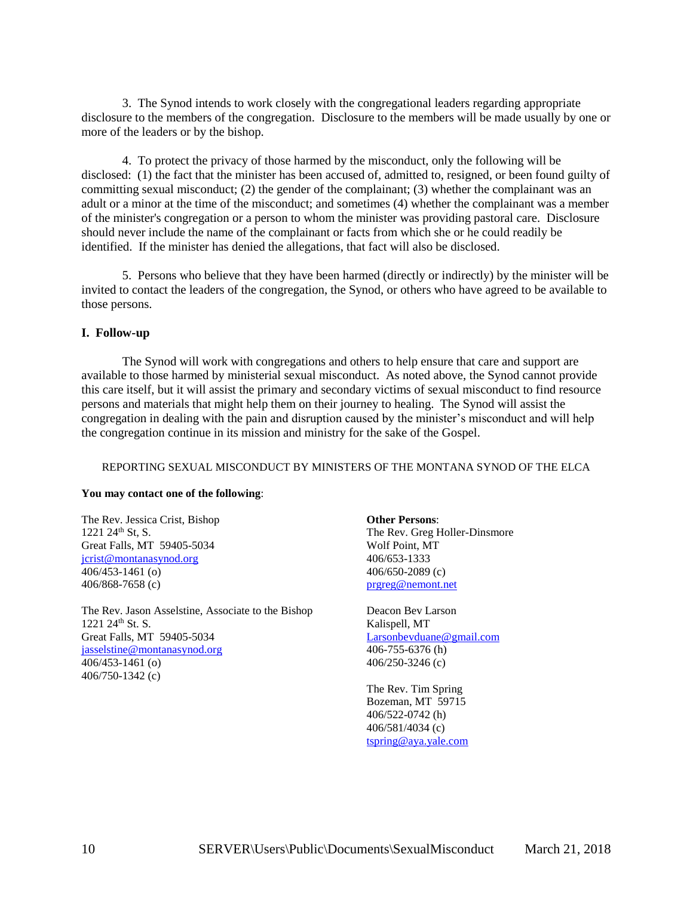3. The Synod intends to work closely with the congregational leaders regarding appropriate disclosure to the members of the congregation. Disclosure to the members will be made usually by one or more of the leaders or by the bishop.

4. To protect the privacy of those harmed by the misconduct, only the following will be disclosed: (1) the fact that the minister has been accused of, admitted to, resigned, or been found guilty of committing sexual misconduct; (2) the gender of the complainant; (3) whether the complainant was an adult or a minor at the time of the misconduct; and sometimes (4) whether the complainant was a member of the minister's congregation or a person to whom the minister was providing pastoral care. Disclosure should never include the name of the complainant or facts from which she or he could readily be identified. If the minister has denied the allegations, that fact will also be disclosed.

5. Persons who believe that they have been harmed (directly or indirectly) by the minister will be invited to contact the leaders of the congregation, the Synod, or others who have agreed to be available to those persons.

**I. Follow-up**

The Synod will work with congregations and others to help ensure that care and support are available to those harmed by ministerial sexual misconduct. As noted above, the Synod cannot provide this care itself, but it will assist the primary and secondary victims of sexual misconduct to find resource persons and materials that might help them on their journey to healing. The Synod will assist the congregation in dealing with the pain and disruption caused by the minister's misconduct and will help the congregation continue in its mission and ministry for the sake of the Gospel.

REPORTING SEXUAL MISCONDUCT BY MINISTERS OF THE MONTANA SYNOD OF THE ELCA

**You may contact one of the following**:

The Rev. Jessica Crist, Bishop
1221 24th St, S.
Great Falls, MT 59405-5034
jcrist@montanasynod.org
406/453-1461 (o)
406/868-7658 (c)

The Rev. Jason Asselstine, Associate to the Bishop
1221 24th St. S.
Great Falls, MT 59405-5034
jasselstine@montanasynod.org
406/453-1461 (o)
406/750-1342 (c)

**Other Persons**:

The Rev. Greg Holler-Dinsmore
Wolf Point, MT
406/653-1333
406/650-2089 (c)
prgreg@nemont.net

Deacon Bev Larson
Kalispell, MT
Larsonbevduane@gmail.com
406-755-6376 (h)
406/250-3246 (c)

The Rev. Tim Spring
Bozeman, MT 59715
406/522-0742 (h)
406/581/4034 (c)
tspring@aya.yale.com